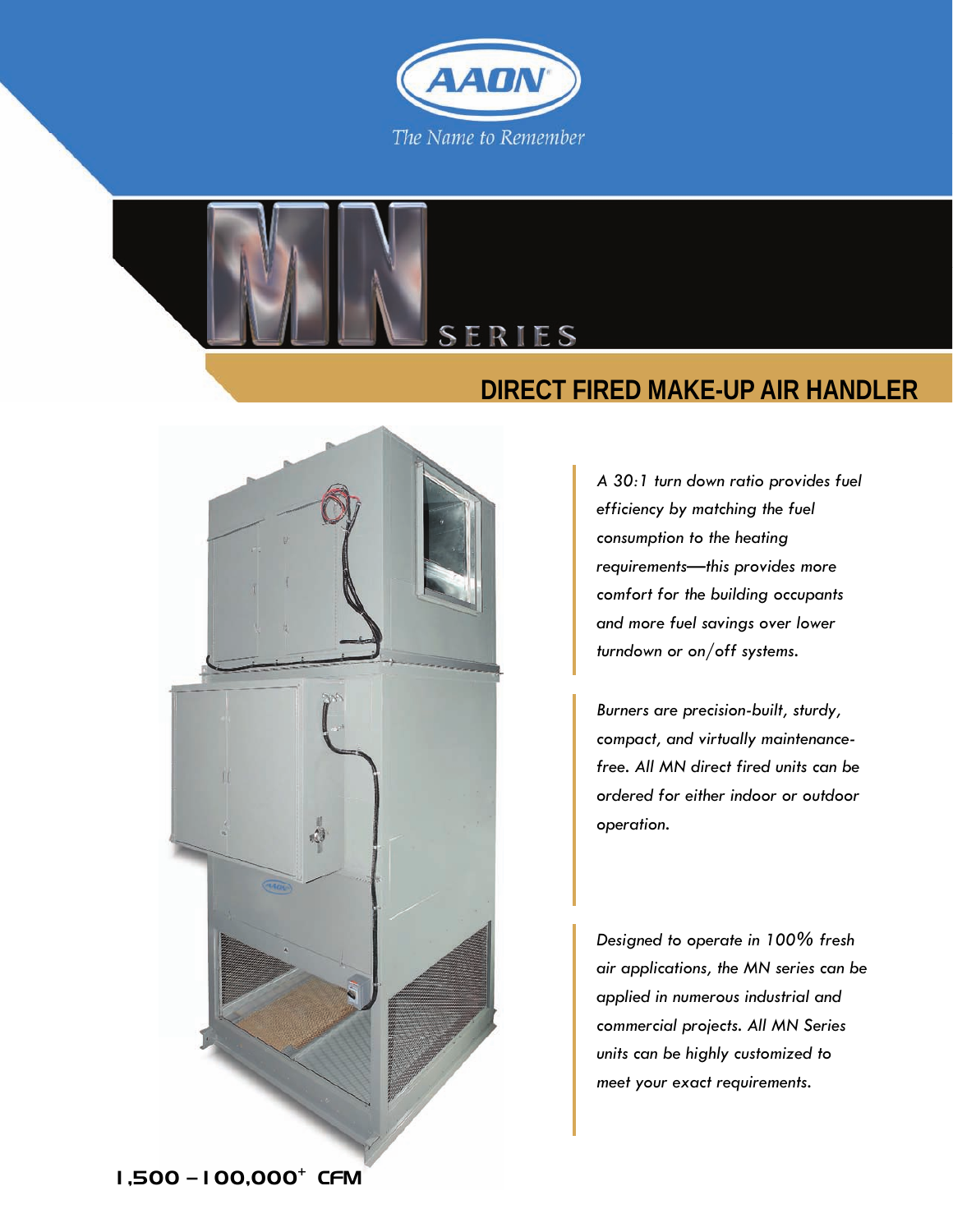AAON

*The Name to Remember*

# MN SERIES

## DIRECT FIRED MAKE-UP AIR HANDLER

*A 30:1 turn down ratio provides fuel efficiency by matching the fuel consumption to the heating requirements—this provides more comfort for the building occupants and more fuel savings over lower turndown or on/off systems.*

*Burners are precision-built, sturdy, compact, and virtually maintenance-free. All MN direct fired units can be ordered for either indoor or outdoor operation.*

*Designed to operate in 100% fresh air applications, the MN series can be applied in numerous industrial and commercial projects. All MN Series units can be highly customized to meet your exact requirements.*

**1,500 – 100,000+ CFM**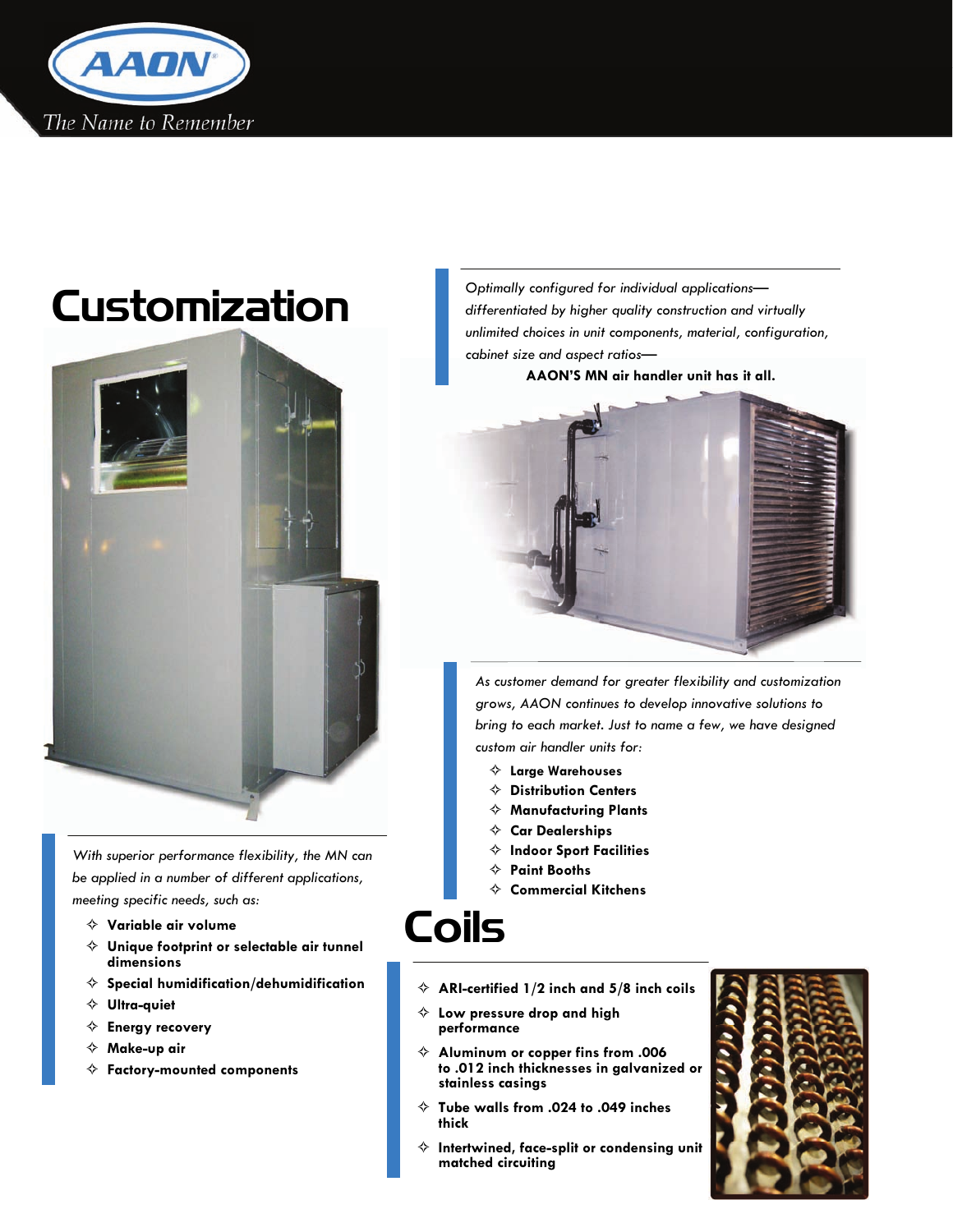# Customization

*Optimally configured for individual applications—differentiated by higher quality construction and virtually unlimited choices in unit components, material, configuration, cabinet size and aspect ratios—*

**AAON'S MN air handler unit has it all.**

*With superior performance flexibility, the MN can be applied in a number of different applications, meeting specific needs, such as:*

- **Variable air volume**
- **Unique footprint or selectable air tunnel dimensions**
- **Special humidification/dehumidification**
- **Ultra-quiet**
- **Energy recovery**
- **Make-up air**
- **Factory-mounted components**

*As customer demand for greater flexibility and customization grows, AAON continues to develop innovative solutions to bring to each market. Just to name a few, we have designed custom air handler units for:*

- **Large Warehouses**
- **Distribution Centers**
- **Manufacturing Plants**
- **Car Dealerships**
- **Indoor Sport Facilities**
- **Paint Booths**
- **Commercial Kitchens**

# Coils

- **ARI-certified 1/2 inch and 5/8 inch coils**
- **Low pressure drop and high performance**
- **Aluminum or copper fins from .006 to .012 inch thicknesses in galvanized or stainless casings**
- **Tube walls from .024 to .049 inches thick**
- **Intertwined, face-split or condensing unit matched circuiting**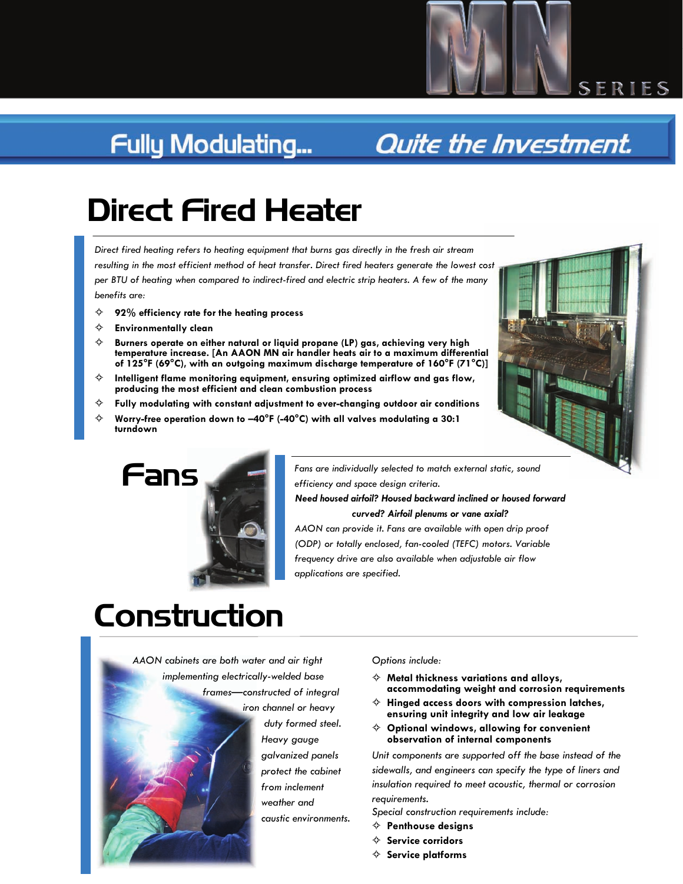MN SERIES

Fully Modulating... Quite the Investment.

# Direct Fired Heater

*Direct fired heating refers to heating equipment that burns gas directly in the fresh air stream resulting in the most efficient method of heat transfer. Direct fired heaters generate the lowest cost per BTU of heating when compared to indirect-fired and electric strip heaters. A few of the many benefits are:*

- **92% efficiency rate for the heating process**
- **Environmentally clean**
- **Burners operate on either natural or liquid propane (LP) gas, achieving very high temperature increase. [An AAON MN air handler heats air to a maximum differential of 125°F (69°C), with an outgoing maximum discharge temperature of 160°F (71°C)]**
- **Intelligent flame monitoring equipment, ensuring optimized airflow and gas flow, producing the most efficient and clean combustion process**
- **Fully modulating with constant adjustment to ever-changing outdoor air conditions**
- **Worry-free operation down to –40°F (-40°C) with all valves modulating a 30:1 turndown**

# Fans

*Fans are individually selected to match external static, sound efficiency and space design criteria.*

***Need housed airfoil? Housed backward inclined or housed forward curved? Airfoil plenums or vane axial?***

*AAON can provide it. Fans are available with open drip proof (ODP) or totally enclosed, fan-cooled (TEFC) motors. Variable frequency drive are also available when adjustable air flow applications are specified.*

# Construction

*AAON cabinets are both water and air tight implementing electrically-welded base frames—constructed of integral iron channel or heavy duty formed steel. Heavy gauge galvanized panels protect the cabinet from inclement weather and caustic environments.*

*Options include:*

- **Metal thickness variations and alloys, accommodating weight and corrosion requirements**
- **Hinged access doors with compression latches, ensuring unit integrity and low air leakage**
- **Optional windows, allowing for convenient observation of internal components**

*Unit components are supported off the base instead of the sidewalls, and engineers can specify the type of liners and insulation required to meet acoustic, thermal or corrosion requirements.*

*Special construction requirements include:*

- **Penthouse designs**
- **Service corridors**
- **Service platforms**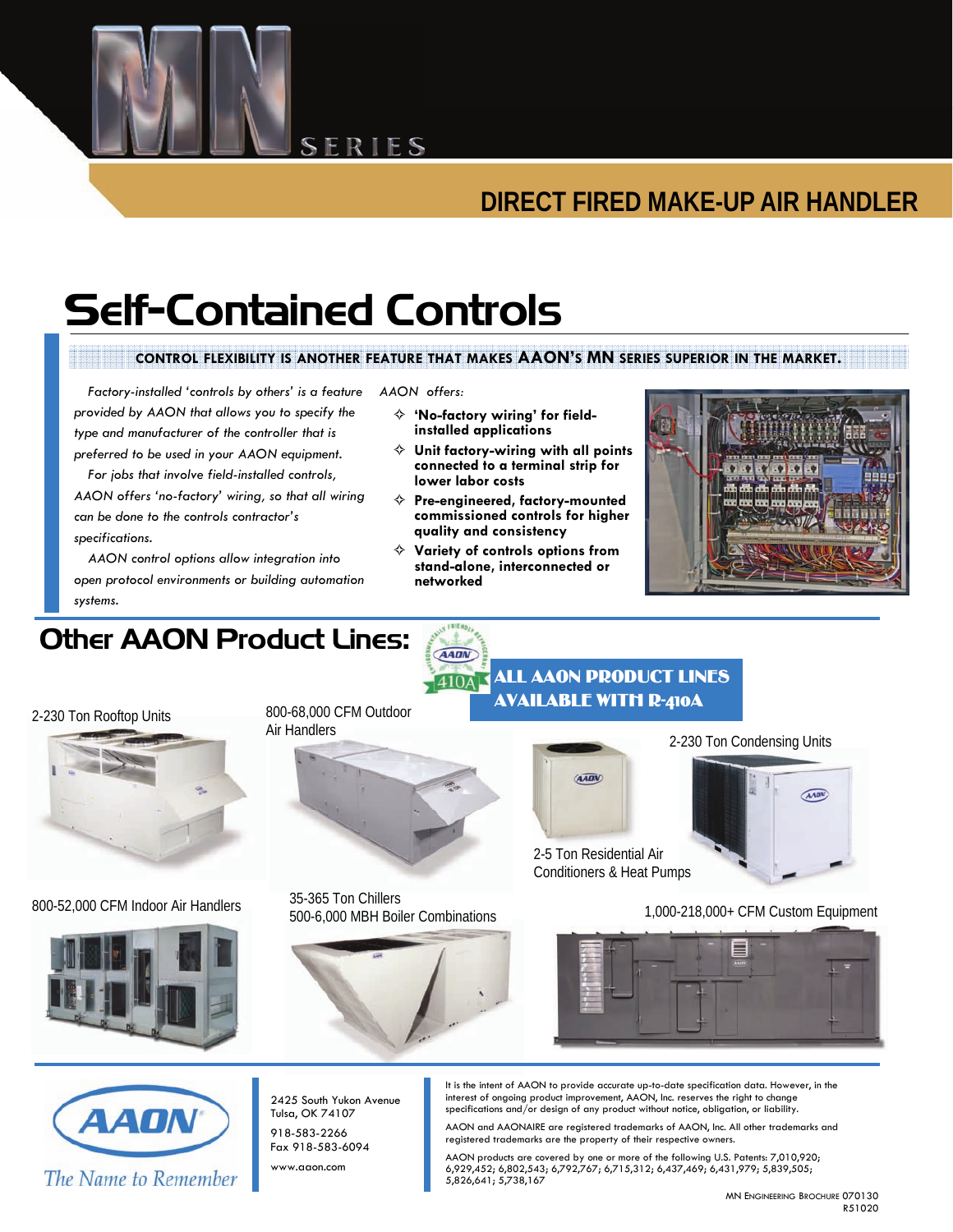# MN SERIES

## DIRECT FIRED MAKE-UP AIR HANDLER

# Self-Contained Controls

**CONTROL FLEXIBILITY IS ANOTHER FEATURE THAT MAKES AAON'S MN SERIES SUPERIOR IN THE MARKET.**

*Factory-installed 'controls by others' is a feature provided by AAON that allows you to specify the type and manufacturer of the controller that is preferred to be used in your AAON equipment.*

*For jobs that involve field-installed controls, AAON offers 'no-factory' wiring, so that all wiring can be done to the controls contractor's specifications.*

*AAON control options allow integration into open protocol environments or building automation systems.*

*AAON offers:*

- **'No-factory wiring' for field-installed applications**
- **Unit factory-wiring with all points connected to a terminal strip for lower labor costs**
- **Pre-engineered, factory-mounted commissioned controls for higher quality and consistency**
- **Variety of controls options from stand-alone, interconnected or networked**

# Other AAON Product Lines:

**ALL AAON PRODUCT LINES AVAILABLE WITH R-410A**

2-230 Ton Rooftop Units

800-68,000 CFM Outdoor Air Handlers

2-5 Ton Residential Air Conditioners & Heat Pumps

2-230 Ton Condensing Units

800-52,000 CFM Indoor Air Handlers

35-365 Ton Chillers
500-6,000 MBH Boiler Combinations

1,000-218,000+ CFM Custom Equipment

AAON
The Name to Remember

2425 South Yukon Avenue
Tulsa, OK 74107

918-583-2266
Fax 918-583-6094

www.aaon.com

It is the intent of AAON to provide accurate up-to-date specification data. However, in the interest of ongoing product improvement, AAON, Inc. reserves the right to change specifications and/or design of any product without notice, obligation, or liability.

AAON and AAONAIRE are registered trademarks of AAON, Inc. All other trademarks and registered trademarks are the property of their respective owners.

AAON products are covered by one or more of the following U.S. Patents: 7,010,920; 6,929,452; 6,802,543; 6,792,767; 6,715,312; 6,437,469; 6,431,979; 5,839,505; 5,826,641; 5,738,167

MN ENGINEERING BROCHURE 070130
R51020